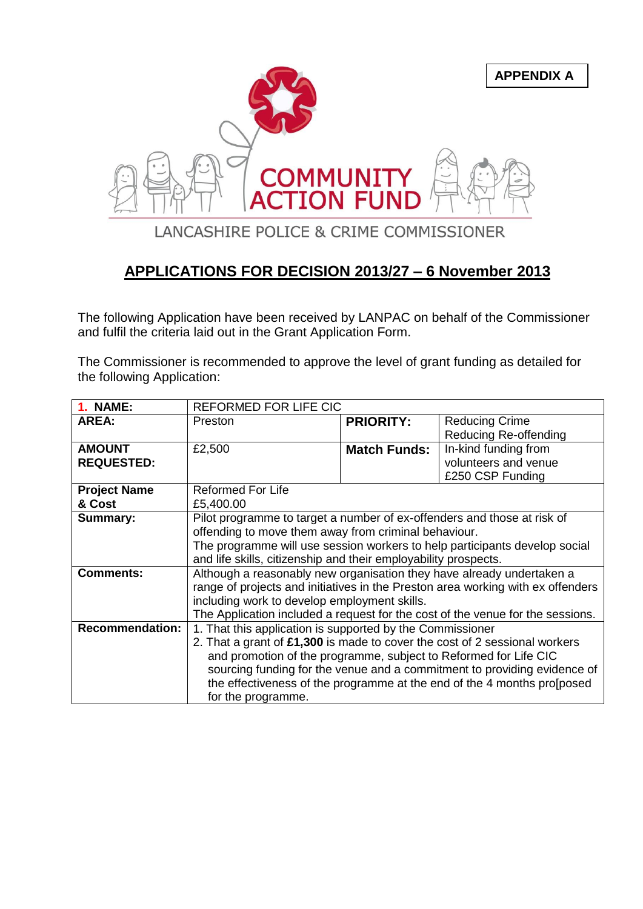**APPENDIX A**

COMMUNITY ACTION FUND

LANCASHIRE POLICE & CRIME COMMISSIONER

## APPLICATIONS FOR DECISION 2013/27 – 6 November 2013

The following Application have been received by LANPAC on behalf of the Commissioner and fulfil the criteria laid out in the Grant Application Form.

The Commissioner is recommended to approve the level of grant funding as detailed for the following Application:

| **1. NAME:** | REFORMED FOR LIFE CIC | | |
|---|---|---|---|
| **AREA:** | Preston | **PRIORITY:** | Reducing Crime<br>Reducing Re-offending |
| **AMOUNT REQUESTED:** | £2,500 | **Match Funds:** | In-kind funding from volunteers and venue<br>£250 CSP Funding |
| **Project Name & Cost** | Reformed For Life<br>£5,400.00 | | |
| **Summary:** | Pilot programme to target a number of ex-offenders and those at risk of offending to move them away from criminal behaviour.<br>The programme will use session workers to help participants develop social and life skills, citizenship and their employability prospects. | | |
| **Comments:** | Although a reasonably new organisation they have already undertaken a range of projects and initiatives in the Preston area working with ex offenders including work to develop employment skills.<br>The Application included a request for the cost of the venue for the sessions. | | |
| **Recommendation:** | 1. That this application is supported by the Commissioner<br>2. That a grant of **£1,300** is made to cover the cost of 2 sessional workers and promotion of the programme, subject to Reformed for Life CIC sourcing funding for the venue and a commitment to providing evidence of the effectiveness of the programme at the end of the 4 months pro[posed for the programme. | | |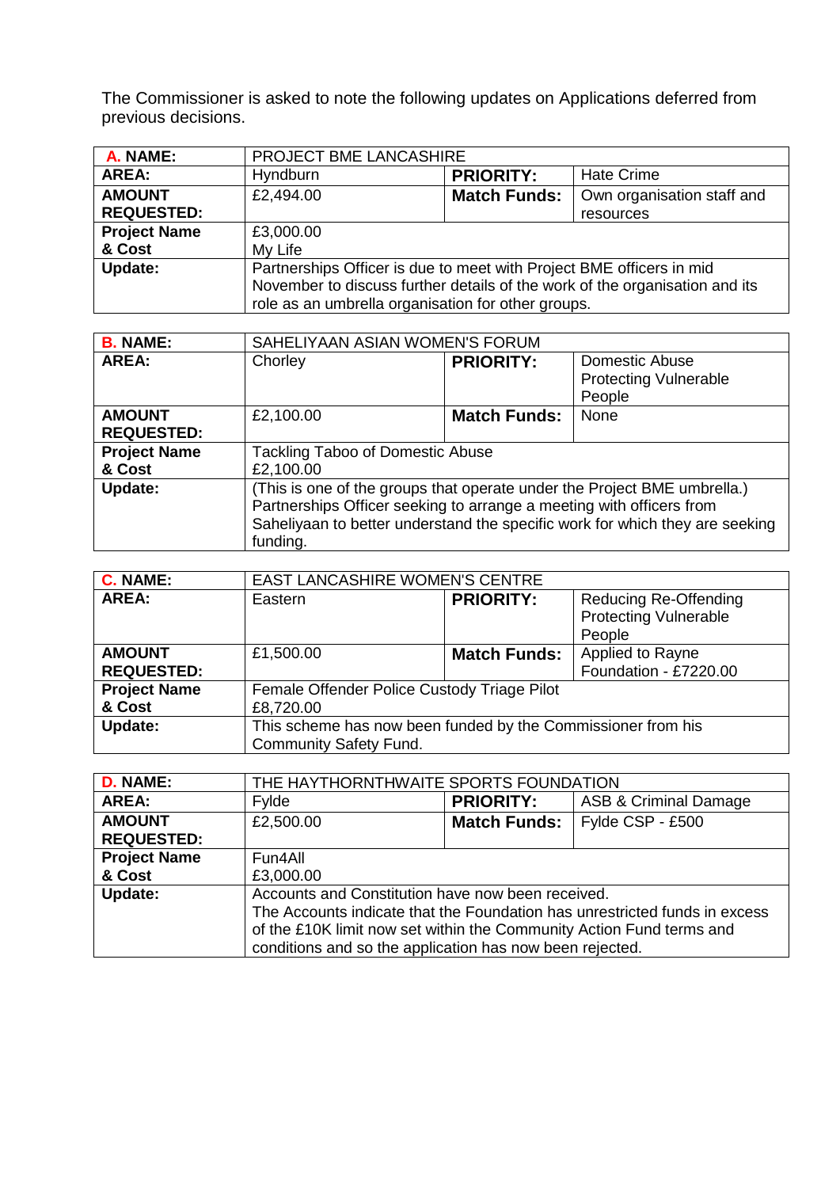The Commissioner is asked to note the following updates on Applications deferred from previous decisions.

| | | | |
|---|---|---|---|
| **A. NAME:** | PROJECT BME LANCASHIRE | | |
| **AREA:** | Hyndburn | **PRIORITY:** | Hate Crime |
| **AMOUNT REQUESTED:** | £2,494.00 | **Match Funds:** | Own organisation staff and resources |
| **Project Name & Cost** | £3,000.00<br>My Life | | |
| **Update:** | Partnerships Officer is due to meet with Project BME officers in mid November to discuss further details of the work of the organisation and its role as an umbrella organisation for other groups. | | |

| | | | |
|---|---|---|---|
| **B. NAME:** | SAHELIYAAN ASIAN WOMEN'S FORUM | | |
| **AREA:** | Chorley | **PRIORITY:** | Domestic Abuse<br>Protecting Vulnerable People |
| **AMOUNT REQUESTED:** | £2,100.00 | **Match Funds:** | None |
| **Project Name & Cost** | Tackling Taboo of Domestic Abuse<br>£2,100.00 | | |
| **Update:** | (This is one of the groups that operate under the Project BME umbrella.) Partnerships Officer seeking to arrange a meeting with officers from Saheliyaan to better understand the specific work for which they are seeking funding. | | |

| | | | |
|---|---|---|---|
| **C. NAME:** | EAST LANCASHIRE WOMEN'S CENTRE | | |
| **AREA:** | Eastern | **PRIORITY:** | Reducing Re-Offending<br>Protecting Vulnerable People |
| **AMOUNT REQUESTED:** | £1,500.00 | **Match Funds:** | Applied to Rayne Foundation - £7220.00 |
| **Project Name & Cost** | Female Offender Police Custody Triage Pilot<br>£8,720.00 | | |
| **Update:** | This scheme has now been funded by the Commissioner from his Community Safety Fund. | | |

| | | | |
|---|---|---|---|
| **D. NAME:** | THE HAYTHORNTHWAITE SPORTS FOUNDATION | | |
| **AREA:** | Fylde | **PRIORITY:** | ASB & Criminal Damage |
| **AMOUNT REQUESTED:** | £2,500.00 | **Match Funds:** | Fylde CSP - £500 |
| **Project Name & Cost** | Fun4All<br>£3,000.00 | | |
| **Update:** | Accounts and Constitution have now been received.<br>The Accounts indicate that the Foundation has unrestricted funds in excess of the £10K limit now set within the Community Action Fund terms and conditions and so the application has now been rejected. | | |